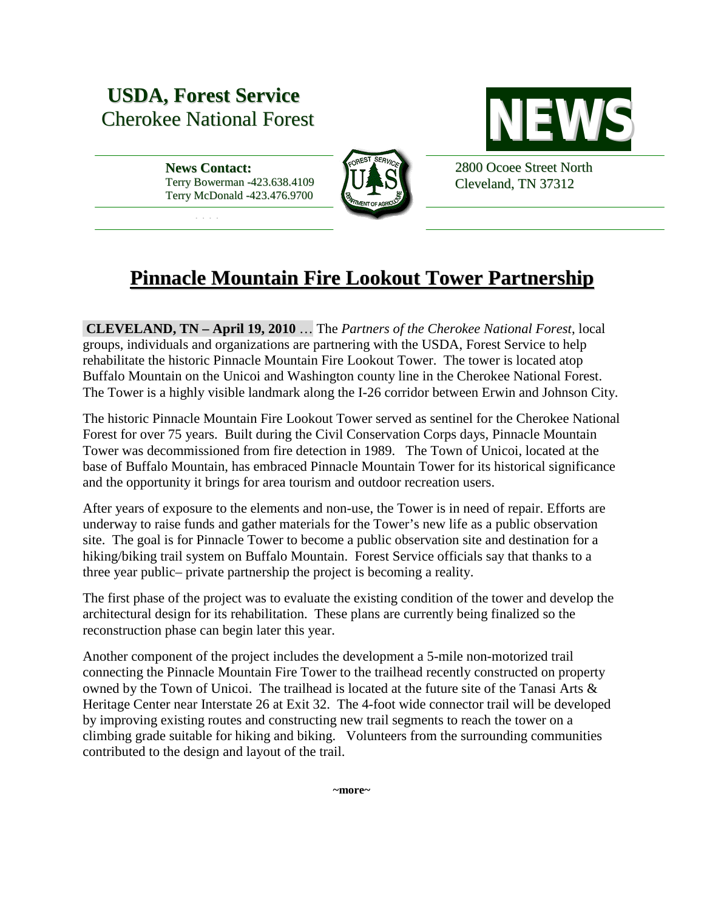**USDA, Forest Service**
Cherokee National Forest

**NEWS**

**News Contact:**
Terry Bowerman -423.638.4109
Terry McDonald -423.476.9700

2800 Ocoee Street North
Cleveland, TN 37312

# Pinnacle Mountain Fire Lookout Tower Partnership

**CLEVELAND, TN – April 19, 2010** … The *Partners of the Cherokee National Forest*, local groups, individuals and organizations are partnering with the USDA, Forest Service to help rehabilitate the historic Pinnacle Mountain Fire Lookout Tower. The tower is located atop Buffalo Mountain on the Unicoi and Washington county line in the Cherokee National Forest. The Tower is a highly visible landmark along the I-26 corridor between Erwin and Johnson City.

The historic Pinnacle Mountain Fire Lookout Tower served as sentinel for the Cherokee National Forest for over 75 years. Built during the Civil Conservation Corps days, Pinnacle Mountain Tower was decommissioned from fire detection in 1989. The Town of Unicoi, located at the base of Buffalo Mountain, has embraced Pinnacle Mountain Tower for its historical significance and the opportunity it brings for area tourism and outdoor recreation users.

After years of exposure to the elements and non-use, the Tower is in need of repair. Efforts are underway to raise funds and gather materials for the Tower's new life as a public observation site. The goal is for Pinnacle Tower to become a public observation site and destination for a hiking/biking trail system on Buffalo Mountain. Forest Service officials say that thanks to a three year public– private partnership the project is becoming a reality.

The first phase of the project was to evaluate the existing condition of the tower and develop the architectural design for its rehabilitation. These plans are currently being finalized so the reconstruction phase can begin later this year.

Another component of the project includes the development a 5-mile non-motorized trail connecting the Pinnacle Mountain Fire Tower to the trailhead recently constructed on property owned by the Town of Unicoi. The trailhead is located at the future site of the Tanasi Arts & Heritage Center near Interstate 26 at Exit 32. The 4-foot wide connector trail will be developed by improving existing routes and constructing new trail segments to reach the tower on a climbing grade suitable for hiking and biking. Volunteers from the surrounding communities contributed to the design and layout of the trail.

**~more~**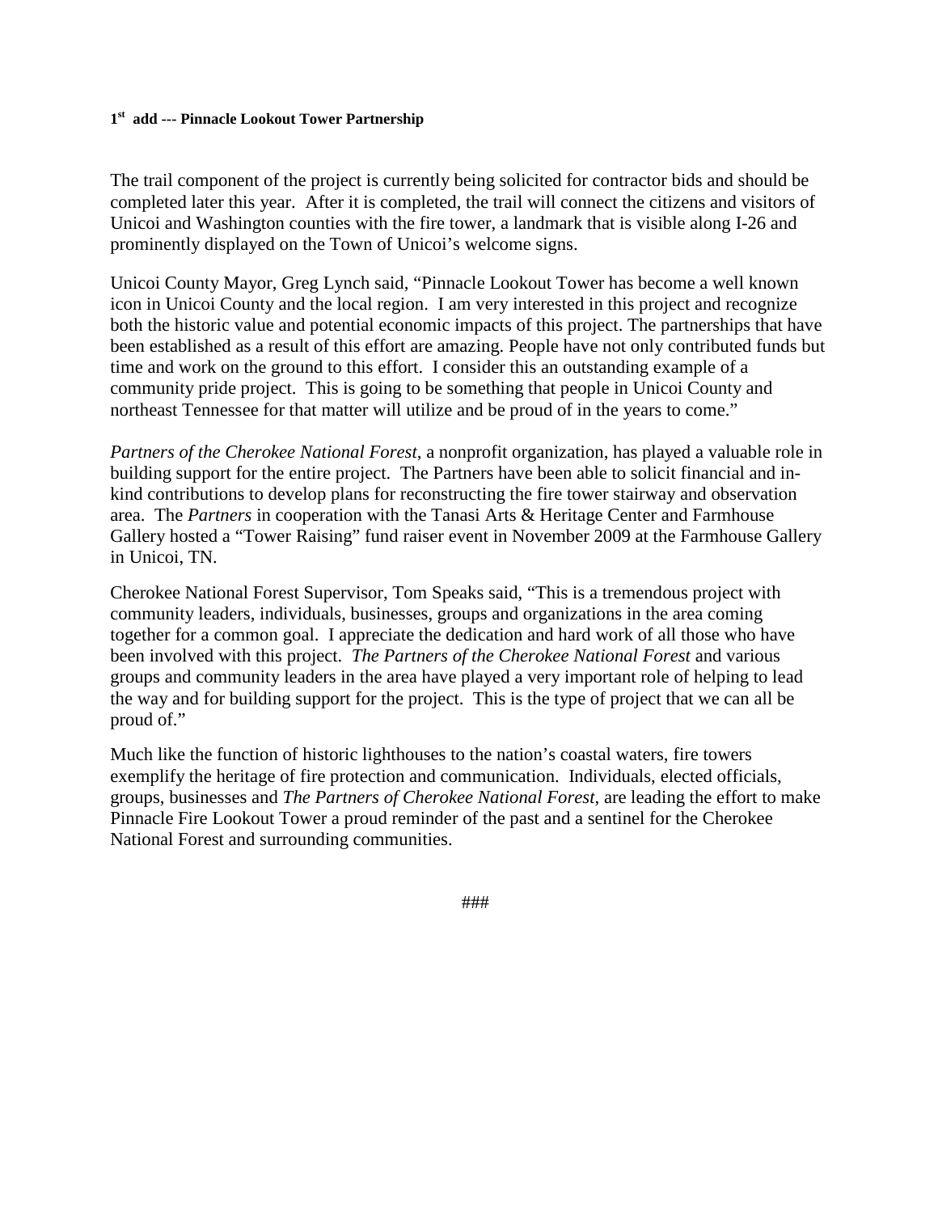**1st add --- Pinnacle Lookout Tower Partnership**

The trail component of the project is currently being solicited for contractor bids and should be completed later this year. After it is completed, the trail will connect the citizens and visitors of Unicoi and Washington counties with the fire tower, a landmark that is visible along I-26 and prominently displayed on the Town of Unicoi's welcome signs.

Unicoi County Mayor, Greg Lynch said, "Pinnacle Lookout Tower has become a well known icon in Unicoi County and the local region. I am very interested in this project and recognize both the historic value and potential economic impacts of this project. The partnerships that have been established as a result of this effort are amazing. People have not only contributed funds but time and work on the ground to this effort. I consider this an outstanding example of a community pride project. This is going to be something that people in Unicoi County and northeast Tennessee for that matter will utilize and be proud of in the years to come."

*Partners of the Cherokee National Forest*, a nonprofit organization, has played a valuable role in building support for the entire project. The Partners have been able to solicit financial and in-kind contributions to develop plans for reconstructing the fire tower stairway and observation area. The *Partners* in cooperation with the Tanasi Arts & Heritage Center and Farmhouse Gallery hosted a "Tower Raising" fund raiser event in November 2009 at the Farmhouse Gallery in Unicoi, TN.

Cherokee National Forest Supervisor, Tom Speaks said, "This is a tremendous project with community leaders, individuals, businesses, groups and organizations in the area coming together for a common goal. I appreciate the dedication and hard work of all those who have been involved with this project. *The Partners of the Cherokee National Forest* and various groups and community leaders in the area have played a very important role of helping to lead the way and for building support for the project. This is the type of project that we can all be proud of."

Much like the function of historic lighthouses to the nation's coastal waters, fire towers exemplify the heritage of fire protection and communication. Individuals, elected officials, groups, businesses and *The Partners of Cherokee National Forest*, are leading the effort to make Pinnacle Fire Lookout Tower a proud reminder of the past and a sentinel for the Cherokee National Forest and surrounding communities.

###